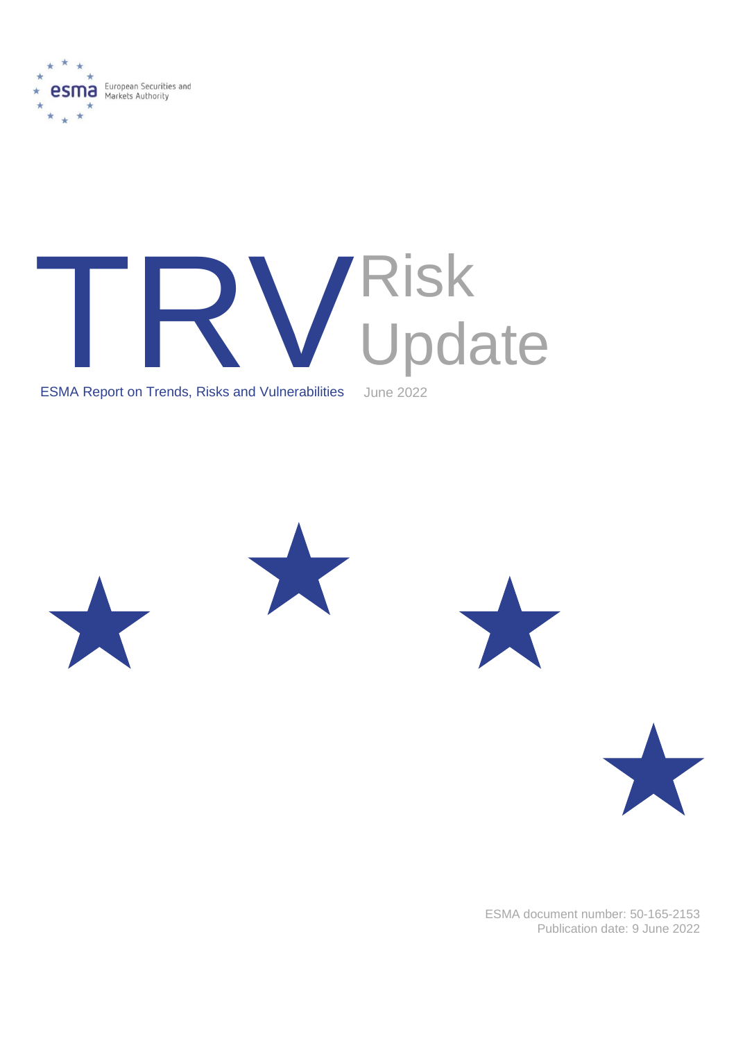European Securities and Markets Authority

# TRV Risk Update

ESMA Report on Trends, Risks and Vulnerabilities

June 2022

ESMA document number: 50-165-2153
Publication date: 9 June 2022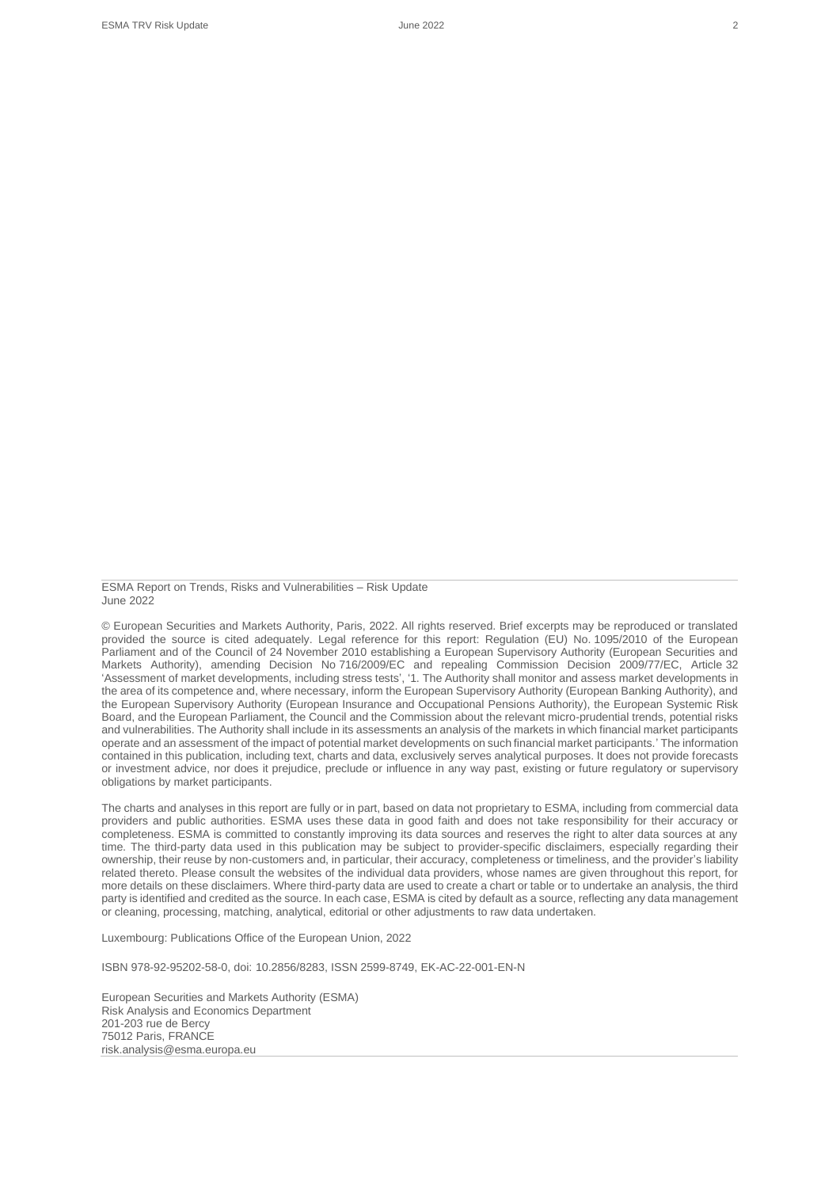ESMA Report on Trends, Risks and Vulnerabilities – Risk Update
June 2022

© European Securities and Markets Authority, Paris, 2022. All rights reserved. Brief excerpts may be reproduced or translated provided the source is cited adequately. Legal reference for this report: Regulation (EU) No. 1095/2010 of the European Parliament and of the Council of 24 November 2010 establishing a European Supervisory Authority (European Securities and Markets Authority), amending Decision No 716/2009/EC and repealing Commission Decision 2009/77/EC, Article 32 'Assessment of market developments, including stress tests', '1. The Authority shall monitor and assess market developments in the area of its competence and, where necessary, inform the European Supervisory Authority (European Banking Authority), and the European Supervisory Authority (European Insurance and Occupational Pensions Authority), the European Systemic Risk Board, and the European Parliament, the Council and the Commission about the relevant micro-prudential trends, potential risks and vulnerabilities. The Authority shall include in its assessments an analysis of the markets in which financial market participants operate and an assessment of the impact of potential market developments on such financial market participants.' The information contained in this publication, including text, charts and data, exclusively serves analytical purposes. It does not provide forecasts or investment advice, nor does it prejudice, preclude or influence in any way past, existing or future regulatory or supervisory obligations by market participants.

The charts and analyses in this report are fully or in part, based on data not proprietary to ESMA, including from commercial data providers and public authorities. ESMA uses these data in good faith and does not take responsibility for their accuracy or completeness. ESMA is committed to constantly improving its data sources and reserves the right to alter data sources at any time. The third-party data used in this publication may be subject to provider-specific disclaimers, especially regarding their ownership, their reuse by non-customers and, in particular, their accuracy, completeness or timeliness, and the provider's liability related thereto. Please consult the websites of the individual data providers, whose names are given throughout this report, for more details on these disclaimers. Where third-party data are used to create a chart or table or to undertake an analysis, the third party is identified and credited as the source. In each case, ESMA is cited by default as a source, reflecting any data management or cleaning, processing, matching, analytical, editorial or other adjustments to raw data undertaken.

Luxembourg: Publications Office of the European Union, 2022

ISBN 978-92-95202-58-0, doi: 10.2856/8283, ISSN 2599-8749, EK-AC-22-001-EN-N

European Securities and Markets Authority (ESMA)
Risk Analysis and Economics Department
201-203 rue de Bercy
75012 Paris, FRANCE
risk.analysis@esma.europa.eu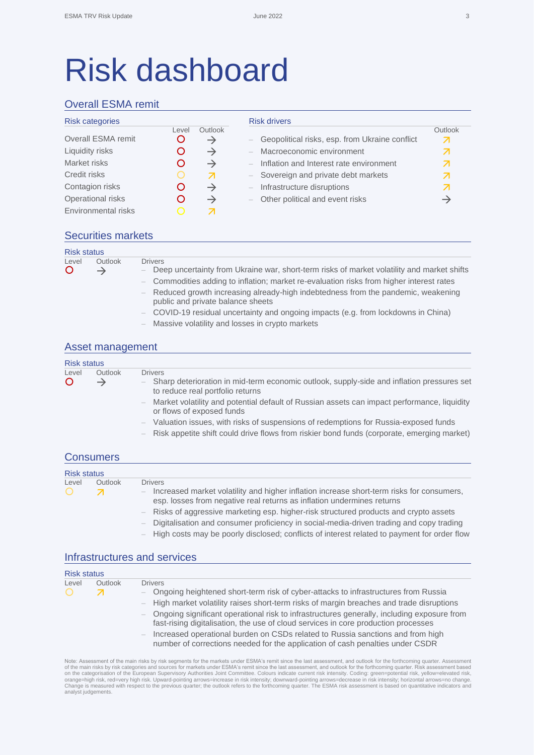# Risk dashboard

## Overall ESMA remit

### Risk categories

| Risk categories | Level | Outlook |
|---|---|---|
| Overall ESMA remit | O | → |
| Liquidity risks | O | → |
| Market risks | O | → |
| Credit risks | O | ↗ |
| Contagion risks | O | → |
| Operational risks | O | → |
| Environmental risks | O | ↗ |

### Risk drivers

| Risk drivers | Outlook |
|---|---|
| Geopolitical risks, esp. from Ukraine conflict | ↗ |
| Macroeconomic environment | ↗ |
| Inflation and Interest rate environment | ↗ |
| Sovereign and private debt markets | ↗ |
| Infrastructure disruptions | ↗ |
| Other political and event risks | → |

## Securities markets

### Risk status

Level: O
Outlook: →

Drivers
- Deep uncertainty from Ukraine war, short-term risks of market volatility and market shifts
- Commodities adding to inflation; market re-evaluation risks from higher interest rates
- Reduced growth increasing already-high indebtedness from the pandemic, weakening public and private balance sheets
- COVID-19 residual uncertainty and ongoing impacts (e.g. from lockdowns in China)
- Massive volatility and losses in crypto markets

## Asset management

### Risk status

Level: O
Outlook: →

Drivers
- Sharp deterioration in mid-term economic outlook, supply-side and inflation pressures set to reduce real portfolio returns
- Market volatility and potential default of Russian assets can impact performance, liquidity or flows of exposed funds
- Valuation issues, with risks of suspensions of redemptions for Russia-exposed funds
- Risk appetite shift could drive flows from riskier bond funds (corporate, emerging market)

## Consumers

### Risk status

Level: O
Outlook: ↗

Drivers
- Increased market volatility and higher inflation increase short-term risks for consumers, esp. losses from negative real returns as inflation undermines returns
- Risks of aggressive marketing esp. higher-risk structured products and crypto assets
- Digitalisation and consumer proficiency in social-media-driven trading and copy trading
- High costs may be poorly disclosed; conflicts of interest related to payment for order flow

## Infrastructures and services

### Risk status

Level: O
Outlook: ↗

Drivers
- Ongoing heightened short-term risk of cyber-attacks to infrastructures from Russia
- High market volatility raises short-term risks of margin breaches and trade disruptions
- Ongoing significant operational risk to infrastructures generally, including exposure from fast-rising digitalisation, the use of cloud services in core production processes
- Increased operational burden on CSDs related to Russia sanctions and from high number of corrections needed for the application of cash penalties under CSDR

Note: Assessment of the main risks by risk segments for the markets under ESMA's remit since the last assessment, and outlook for the forthcoming quarter. Assessment of the main risks by risk categories and sources for markets under ESMA's remit since the last assessment, and outlook for the forthcoming quarter. Risk assessment based on the categorisation of the European Supervisory Authorities Joint Committee. Colours indicate current risk intensity. Coding: green=potential risk, yellow=elevated risk, orange=high risk, red=very high risk. Upward-pointing arrows=increase in risk intensity; downward-pointing arrows=decrease in risk intensity; horizontal arrows=no change. Change is measured with respect to the previous quarter; the outlook refers to the forthcoming quarter. The ESMA risk assessment is based on quantitative indicators and analyst judgements.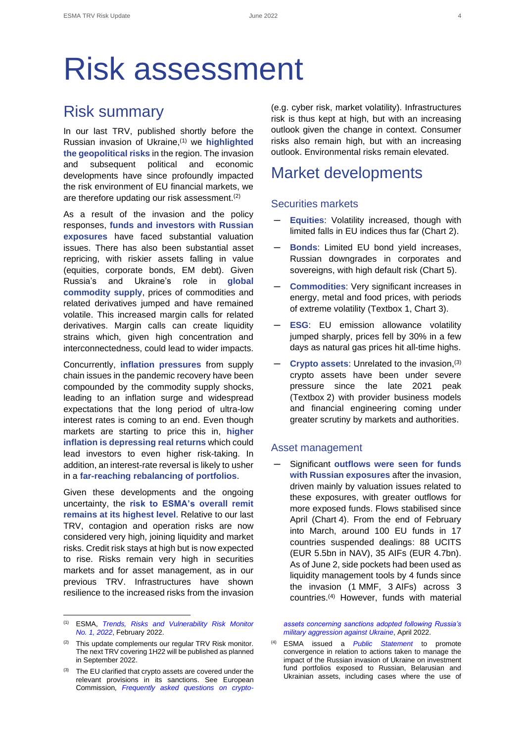# Risk assessment

## Risk summary

In our last TRV, published shortly before the Russian invasion of Ukraine,[1] we **highlighted the geopolitical risks** in the region. The invasion and subsequent political and economic developments have since profoundly impacted the risk environment of EU financial markets, we are therefore updating our risk assessment.[2]

As a result of the invasion and the policy responses, **funds and investors with Russian exposures** have faced substantial valuation issues. There has also been substantial asset repricing, with riskier assets falling in value (equities, corporate bonds, EM debt). Given Russia's and Ukraine's role in **global commodity supply**, prices of commodities and related derivatives jumped and have remained volatile. This increased margin calls for related derivatives. Margin calls can create liquidity strains which, given high concentration and interconnectedness, could lead to wider impacts.

Concurrently, **inflation pressures** from supply chain issues in the pandemic recovery have been compounded by the commodity supply shocks, leading to an inflation surge and widespread expectations that the long period of ultra-low interest rates is coming to an end. Even though markets are starting to price this in, **higher inflation is depressing real returns** which could lead investors to even higher risk-taking. In addition, an interest-rate reversal is likely to usher in a **far-reaching rebalancing of portfolios**.

Given these developments and the ongoing uncertainty, the **risk to ESMA's overall remit remains at its highest level**. Relative to our last TRV, contagion and operation risks are now considered very high, joining liquidity and market risks. Credit risk stays at high but is now expected to rise. Risks remain very high in securities markets and for asset management, as in our previous TRV. Infrastructures have shown resilience to the increased risks from the invasion (e.g. cyber risk, market volatility). Infrastructures risk is thus kept at high, but with an increasing outlook given the change in context. Consumer risks also remain high, but with an increasing outlook. Environmental risks remain elevated.

## Market developments

### Securities markets

- **Equities**: Volatility increased, though with limited falls in EU indices thus far (Chart 2).
- **Bonds**: Limited EU bond yield increases, Russian downgrades in corporates and sovereigns, with high default risk (Chart 5).
- **Commodities**: Very significant increases in energy, metal and food prices, with periods of extreme volatility (Textbox 1, Chart 3).
- **ESG**: EU emission allowance volatility jumped sharply, prices fell by 30% in a few days as natural gas prices hit all-time highs.
- **Crypto assets**: Unrelated to the invasion,[3] crypto assets have been under severe pressure since the late 2021 peak (Textbox 2) with provider business models and financial engineering coming under greater scrutiny by markets and authorities.

### Asset management

- Significant **outflows were seen for funds with Russian exposures** after the invasion, driven mainly by valuation issues related to these exposures, with greater outflows for more exposed funds. Flows stabilised since April (Chart 4). From the end of February into March, around 100 EU funds in 17 countries suspended dealings: 88 UCITS (EUR 5.5bn in NAV), 35 AIFs (EUR 4.7bn). As of June 2, side pockets had been used as liquidity management tools by 4 funds since the invasion (1 MMF, 3 AIFs) across 3 countries.[4] However, funds with material

---

[1] ESMA, *Trends, Risks and Vulnerability Risk Monitor No. 1, 2022*, February 2022.

[2] This update complements our regular TRV Risk monitor. The next TRV covering 1H22 will be published as planned in September 2022.

[3] The EU clarified that crypto assets are covered under the relevant provisions in its sanctions. See European Commission, *Frequently asked questions on crypto-assets concerning sanctions adopted following Russia's military aggression against Ukraine*, April 2022.

[4] ESMA issued a *Public Statement* to promote convergence in relation to actions taken to manage the impact of the Russian invasion of Ukraine on investment fund portfolios exposed to Russian, Belarusian and Ukrainian assets, including cases where the use of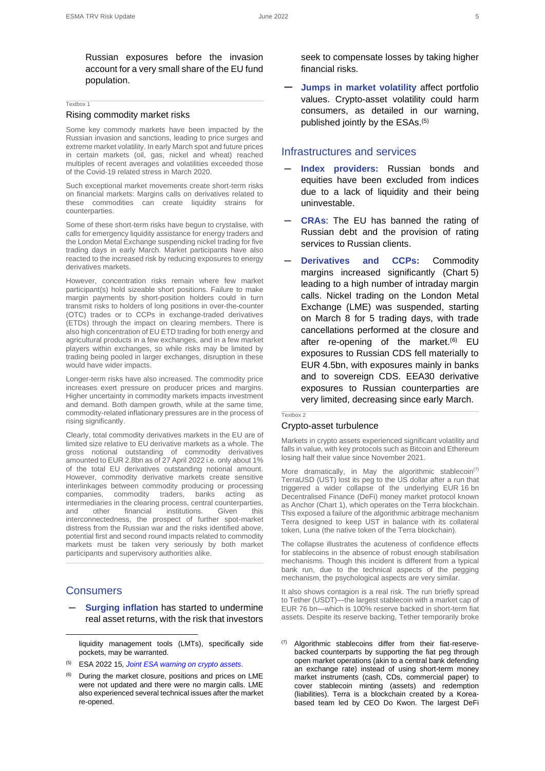Russian exposures before the invasion account for a very small share of the EU fund population.

Textbox 1

### Rising commodity market risks

Some key commody markets have been impacted by the Russian invasion and sanctions, leading to price surges and extreme market volatility. In early March spot and future prices in certain markets (oil, gas, nickel and wheat) reached multiples of recent averages and volatilities exceeded those of the Covid-19 related stress in March 2020.

Such exceptional market movements create short-term risks on financial markets: Margins calls on derivatives related to these commodities can create liquidity strains for counterparties.

Some of these short-term risks have begun to crystalise, with calls for emergency liquidity assistance for energy traders and the London Metal Exchange suspending nickel trading for five trading days in early March. Market participants have also reacted to the increased risk by reducing exposures to energy derivatives markets.

However, concentration risks remain where few market participant(s) hold sizeable short positions. Failure to make margin payments by short-position holders could in turn transmit risks to holders of long positions in over-the-counter (OTC) trades or to CCPs in exchange-traded derivatives (ETDs) through the impact on clearing members. There is also high concentration of EU ETD trading for both energy and agricultural products in a few exchanges, and in a few market players within exchanges, so while risks may be limited by trading being pooled in larger exchanges, disruption in these would have wider impacts.

Longer-term risks have also increased. The commodity price increases exert pressure on producer prices and margins. Higher uncertainty in commodity markets impacts investment and demand. Both dampen growth, while at the same time, commodity-related inflationary pressures are in the process of rising significantly.

Clearly, total commodity derivatives markets in the EU are of limited size relative to EU derivative markets as a whole. The gross notional outstanding of commodity derivatives amounted to EUR 2.8bn as of 27 April 2022 i.e. only about 1% of the total EU derivatives outstanding notional amount. However, commodity derivative markets create sensitive interlinkages between commodity producing or processing companies, commodity traders, banks acting as intermediaries in the clearing process, central counterparties, and other financial institutions. Given this interconnectedness, the prospect of further spot-market distress from the Russian war and the risks identified above, potential first and second round impacts related to commodity markets must be taken very seriously by both market participants and supervisory authorities alike.

## Consumers

- **Surging inflation** has started to undermine real asset returns, with the risk that investors seek to compensate losses by taking higher financial risks.
- **Jumps in market volatility** affect portfolio values. Crypto-asset volatility could harm consumers, as detailed in our warning, published jointly by the ESAs.[5]

## Infrastructures and services

- **Index providers:** Russian bonds and equities have been excluded from indices due to a lack of liquidity and their being uninvestable.
- **CRAs**: The EU has banned the rating of Russian debt and the provision of rating services to Russian clients.
- **Derivatives and CCPs:** Commodity margins increased significantly (Chart 5) leading to a high number of intraday margin calls. Nickel trading on the London Metal Exchange (LME) was suspended, starting on March 8 for 5 trading days, with trade cancellations performed at the closure and after re-opening of the market.[6] EU exposures to Russian CDS fell materially to EUR 4.5bn, with exposures mainly in banks and to sovereign CDS. EEA30 derivative exposures to Russian counterparties are very limited, decreasing since early March.

Textbox 2

### Crypto-asset turbulence

Markets in crypto assets experienced significant volatility and falls in value, with key protocols such as Bitcoin and Ethereum losing half their value since November 2021.

More dramatically, in May the algorithmic stablecoin[7] TerraUSD (UST) lost its peg to the US dollar after a run that triggered a wider collapse of the underlying EUR 16 bn Decentralised Finance (DeFi) money market protocol known as Anchor (Chart 1), which operates on the Terra blockchain. This exposed a failure of the algorithmic arbitrage mechanism Terra designed to keep UST in balance with its collateral token, Luna (the native token of the Terra blockchain).

The collapse illustrates the acuteness of confidence effects for stablecoins in the absence of robust enough stabilisation mechanisms. Though this incident is different from a typical bank run, due to the technical aspects of the pegging mechanism, the psychological aspects are very similar.

It also shows contagion is a real risk. The run briefly spread to Tether (USDT)—the largest stablecoin with a market cap of EUR 76 bn—which is 100% reserve backed in short-term fiat assets. Despite its reserve backing, Tether temporarily broke

---

liquidity management tools (LMTs), specifically side pockets, may be warranted.

[5] ESA 2022 15, *Joint ESA warning on crypto assets*.

[6] During the market closure, positions and prices on LME were not updated and there were no margin calls. LME also experienced several technical issues after the market re-opened.

[7] Algorithmic stablecoins differ from their fiat-reserve-backed counterparts by supporting the fiat peg through open market operations (akin to a central bank defending an exchange rate) instead of using short-term money market instruments (cash, CDs, commercial paper) to cover stablecoin minting (assets) and redemption (liabilities). Terra is a blockchain created by a Korea-based team led by CEO Do Kwon. The largest DeFi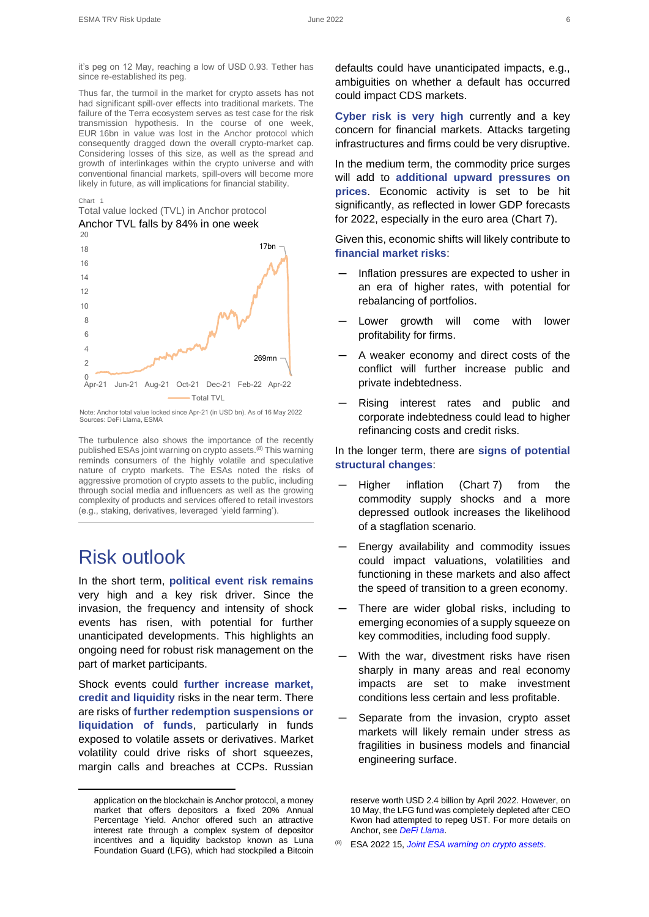it's peg on 12 May, reaching a low of USD 0.93. Tether has since re-established its peg.

Thus far, the turmoil in the market for crypto assets has not had significant spill-over effects into traditional markets. The failure of the Terra ecosystem serves as test case for the risk transmission hypothesis. In the course of one week, EUR 16bn in value was lost in the Anchor protocol which consequently dragged down the overall crypto-market cap. Considering losses of this size, as well as the spread and growth of interlinkages within the crypto universe and with conventional financial markets, spill-overs will become more likely in future, as will implications for financial stability.

Chart 1

Total value locked (TVL) in Anchor protocol

Anchor TVL falls by 84% in one week

20
18
16
14
12
10
8
6
4
2
0

Apr-21 Jun-21 Aug-21 Oct-21 Dec-21 Feb-22 Apr-22

17bn

269mn

Total TVL

Note: Anchor total value locked since Apr-21 (in USD bn). As of 16 May 2022
Sources: DeFi Llama, ESMA

The turbulence also shows the importance of the recently published ESAs joint warning on crypto assets.[8] This warning reminds consumers of the highly volatile and speculative nature of crypto markets. The ESAs noted the risks of aggressive promotion of crypto assets to the public, including through social media and influencers as well as the growing complexity of products and services offered to retail investors (e.g., staking, derivatives, leveraged 'yield farming').

# Risk outlook

In the short term, **political event risk remains** very high and a key risk driver. Since the invasion, the frequency and intensity of shock events has risen, with potential for further unanticipated developments. This highlights an ongoing need for robust risk management on the part of market participants.

Shock events could **further increase market, credit and liquidity** risks in the near term. There are risks of **further redemption suspensions or liquidation of funds**, particularly in funds exposed to volatile assets or derivatives. Market volatility could drive risks of short squeezes, margin calls and breaches at CCPs. Russian defaults could have unanticipated impacts, e.g., ambiguities on whether a default has occurred could impact CDS markets.

**Cyber risk is very high** currently and a key concern for financial markets. Attacks targeting infrastructures and firms could be very disruptive.

In the medium term, the commodity price surges will add to **additional upward pressures on prices**. Economic activity is set to be hit significantly, as reflected in lower GDP forecasts for 2022, especially in the euro area (Chart 7).

Given this, economic shifts will likely contribute to **financial market risks**:

- Inflation pressures are expected to usher in an era of higher rates, with potential for rebalancing of portfolios.
- Lower growth will come with lower profitability for firms.
- A weaker economy and direct costs of the conflict will further increase public and private indebtedness.
- Rising interest rates and public and corporate indebtedness could lead to higher refinancing costs and credit risks.

In the longer term, there are **signs of potential structural changes**:

- Higher inflation (Chart 7) from the commodity supply shocks and a more depressed outlook increases the likelihood of a stagflation scenario.
- Energy availability and commodity issues could impact valuations, volatilities and functioning in these markets and also affect the speed of transition to a green economy.
- There are wider global risks, including to emerging economies of a supply squeeze on key commodities, including food supply.
- With the war, divestment risks have risen sharply in many areas and real economy impacts are set to make investment conditions less certain and less profitable.
- Separate from the invasion, crypto asset markets will likely remain under stress as fragilities in business models and financial engineering surface.

---

application on the blockchain is Anchor protocol, a money market that offers depositors a fixed 20% Annual Percentage Yield. Anchor offered such an attractive interest rate through a complex system of depositor incentives and a liquidity backstop known as Luna Foundation Guard (LFG), which had stockpiled a Bitcoin reserve worth USD 2.4 billion by April 2022. However, on 10 May, the LFG fund was completely depleted after CEO Kwon had attempted to repeg UST. For more details on Anchor, see *DeFi Llama*.

[8] ESA 2022 15, *Joint ESA warning on crypto assets.*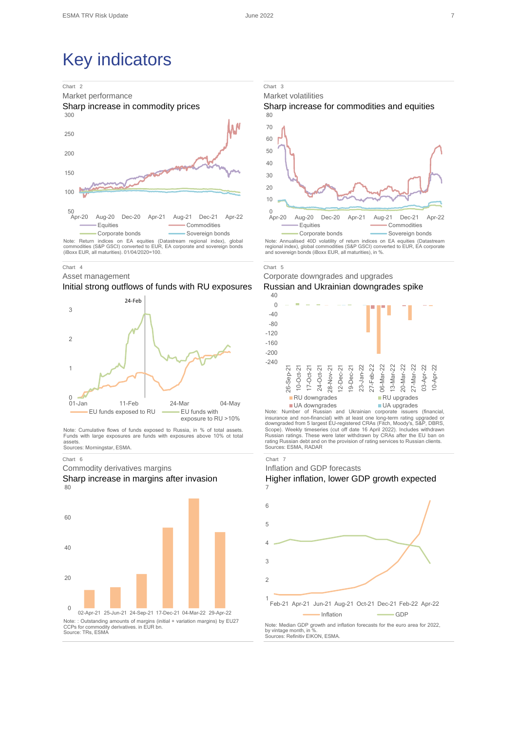# Key indicators

Chart 2

Market performance

Sharp increase in commodity prices

300
250
200
150
100
50
Apr-20 Aug-20 Dec-20 Apr-21 Aug-21 Dec-21 Apr-22

Equities
Commodities
Corporate bonds
Sovereign bonds

Note: Return indices on EA equities (Datastream regional index), global commodities (S&P GSCI) converted to EUR, EA corporate and sovereign bonds (iBoxx EUR, all maturities). 01/04/2020=100.

Chart 3

Market volatilities

Sharp increase for commodities and equities

80
70
60
50
40
30
20
10
0
Apr-20 Aug-20 Dec-20 Apr-21 Aug-21 Dec-21 Apr-22

Equities
Commodities
Corporate bonds
Sovereign bonds

Note: Annualised 40D volatility of return indices on EA equities (Datastream regional index), global commodities (S&P GSCI) converted to EUR, EA corporate and sovereign bonds (iBoxx EUR, all maturities), in %.

Chart 4

Asset management

Initial strong outflows of funds with RU exposures

24-Feb
3
2
1
0
01-Jan 11-Feb 24-Mar 04-May

EU funds exposed to RU
EU funds with exposure to RU >10%

Note: Cumulative flows of funds exposed to Russia, in % of total assets. Funds with large exposures are funds with exposures above 10% of total assets.
Sources: Morningstar, ESMA.

Chart 5

Corporate downgrades and upgrades

Russian and Ukrainian downgrades spike

40
0
-40
-80
-120
-160
-200
-240
26-Sep-21 10-Oct-21 17-Oct-21 24-Oct-21 28-Nov-21 12-Dec-21 19-Dec-21 23-Jan-22 27-Feb-22 06-Mar-22 13-Mar-22 20-Mar-22 27-Mar-22 03-Apr-22 10-Apr-22

RU downgrades
RU upgrades
UA downgrades
UA upgrades

Note: Number of Russian and Ukrainian corporate issuers (financial, insurance and non-financial) with at least one long-term rating upgraded or downgraded from 5 largest EU-registered CRAs (Fitch, Moody's, S&P, DBRS, Scope). Weekly timeseries (cut off date 16 April 2022). Includes withdrawn Russian ratings. These were later withdrawn by CRAs after the EU ban on rating Russian debt and on the provision of rating services to Russian clients.
Sources: ESMA, RADAR

Chart 6

Commodity derivatives margins

Sharp increase in margins after invasion

80
60
40
20
0
02-Apr-21 25-Jun-21 24-Sep-21 17-Dec-21 04-Mar-22 29-Apr-22

Note: : Outstanding amounts of margins (initial + variation margins) by EU27 CCPs for commodity derivatives. in EUR bn.
Source: TRs, ESMA

Chart 7

Inflation and GDP forecasts

Higher inflation, lower GDP growth expected

7
6
5
4
3
2
1
Feb-21 Apr-21 Jun-21 Aug-21 Oct-21 Dec-21 Feb-22 Apr-22

Inflation
GDP

Note: Median GDP growth and inflation forecasts for the euro area for 2022, by vintage month, in %.
Sources: Refinitiv EIKON, ESMA.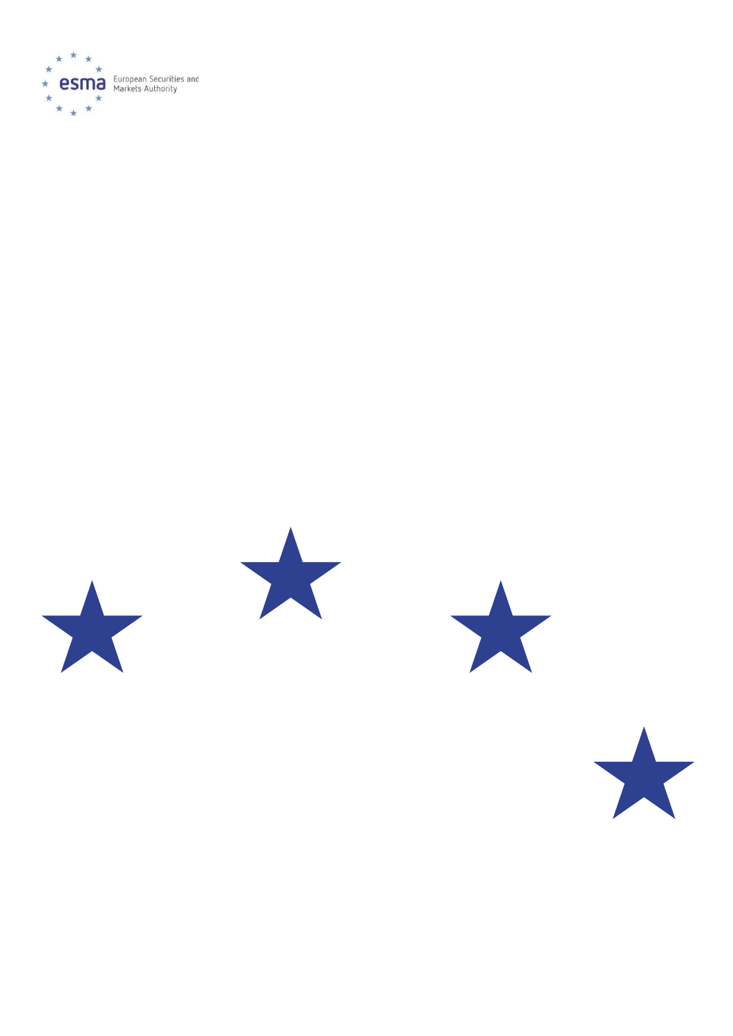European Securities and Markets Authority